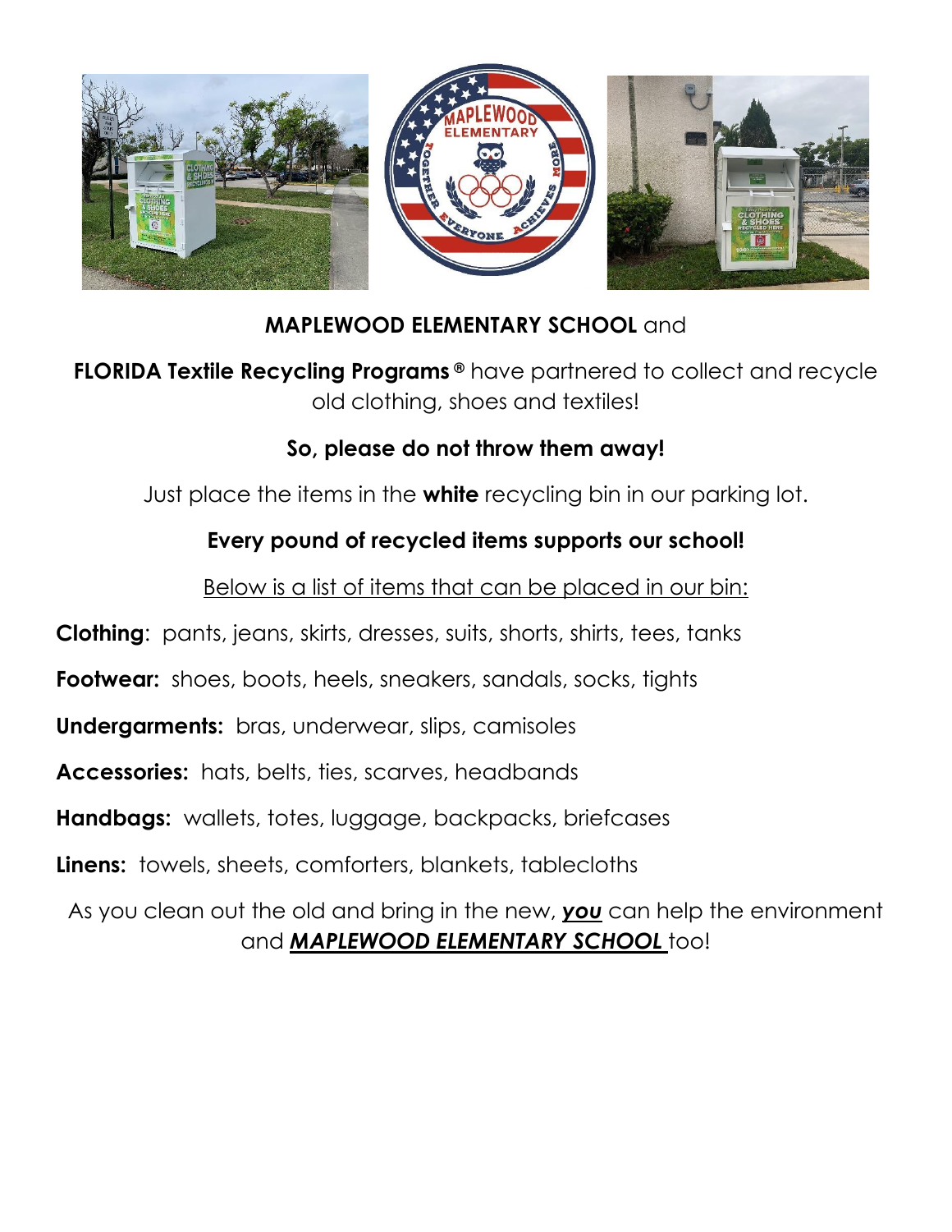**MAPLEWOOD ELEMENTARY SCHOOL** and

**FLORIDA Textile Recycling Programs ®** have partnered to collect and recycle old clothing, shoes and textiles!

**So, please do not throw them away!**

Just place the items in the **white** recycling bin in our parking lot.

**Every pound of recycled items supports our school!**

Below is a list of items that can be placed in our bin:

**Clothing**: pants, jeans, skirts, dresses, suits, shorts, shirts, tees, tanks

**Footwear:** shoes, boots, heels, sneakers, sandals, socks, tights

**Undergarments:** bras, underwear, slips, camisoles

**Accessories:** hats, belts, ties, scarves, headbands

**Handbags:** wallets, totes, luggage, backpacks, briefcases

**Linens:** towels, sheets, comforters, blankets, tablecloths

As you clean out the old and bring in the new, ***you*** can help the environment and ***MAPLEWOOD ELEMENTARY SCHOOL*** too!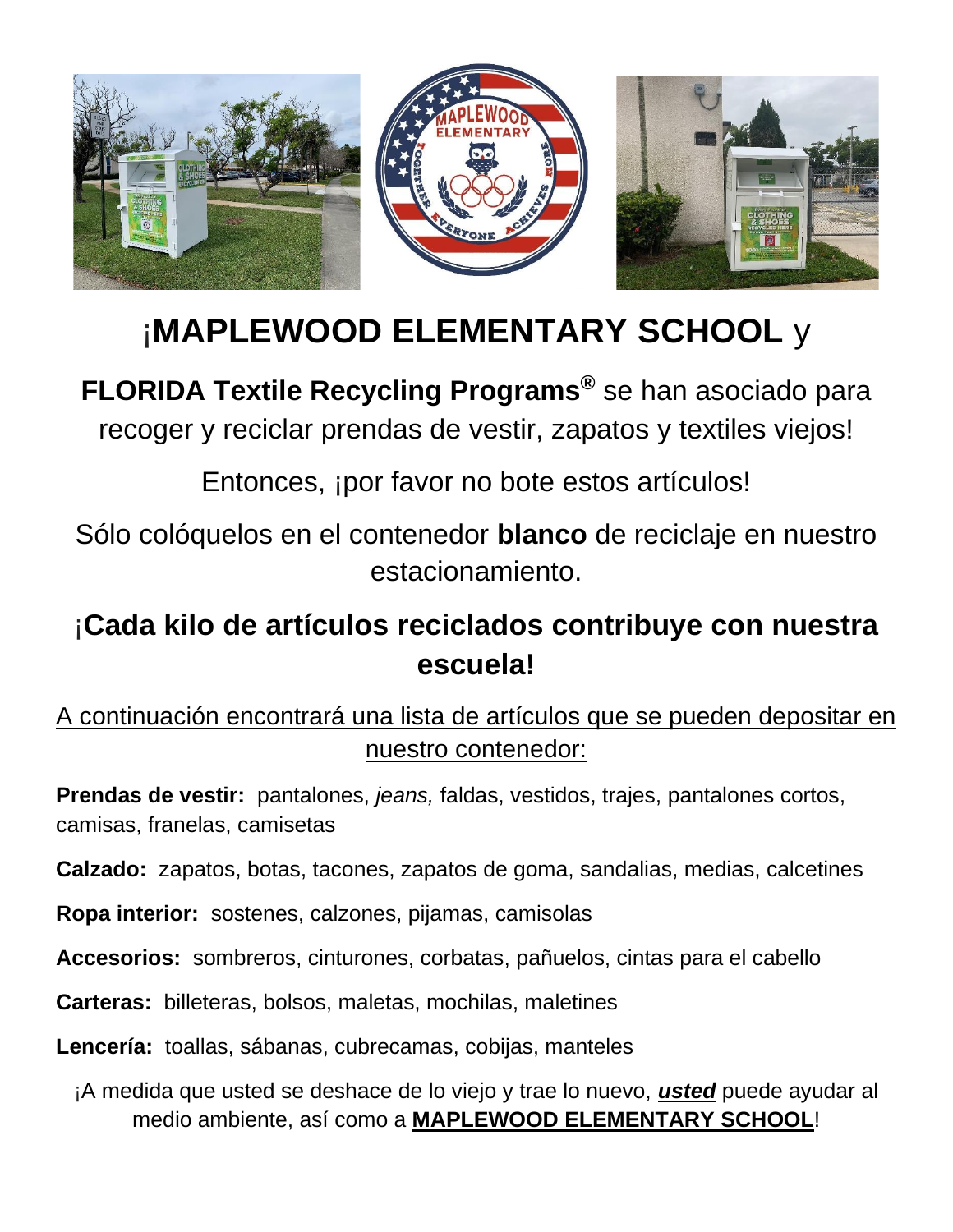# ¡MAPLEWOOD ELEMENTARY SCHOOL y

**FLORIDA Textile Recycling Programs®** se han asociado para recoger y reciclar prendas de vestir, zapatos y textiles viejos!

Entonces, ¡por favor no bote estos artículos!

Sólo colóquelos en el contenedor **blanco** de reciclaje en nuestro estacionamiento.

## ¡Cada kilo de artículos reciclados contribuye con nuestra escuela!

<u>A continuación encontrará una lista de artículos que se pueden depositar en nuestro contenedor:</u>

**Prendas de vestir:** pantalones, *jeans,* faldas, vestidos, trajes, pantalones cortos, camisas, franelas, camisetas

**Calzado:** zapatos, botas, tacones, zapatos de goma, sandalias, medias, calcetines

**Ropa interior:** sostenes, calzones, pijamas, camisolas

**Accesorios:** sombreros, cinturones, corbatas, pañuelos, cintas para el cabello

**Carteras:** billeteras, bolsos, maletas, mochilas, maletines

**Lencería:** toallas, sábanas, cubrecamas, cobijas, manteles

¡A medida que usted se deshace de lo viejo y trae lo nuevo, ***<u>usted</u>*** puede ayudar al medio ambiente, así como a **<u>MAPLEWOOD ELEMENTARY SCHOOL</u>**!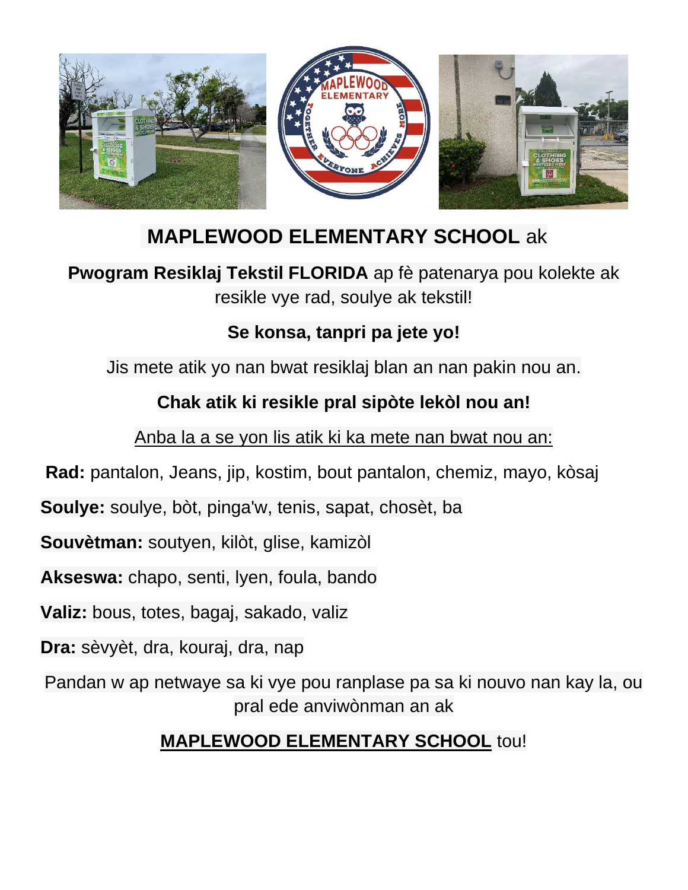**MAPLEWOOD ELEMENTARY SCHOOL** ak

**Pwogram Resiklaj Tekstil FLORIDA** ap fè patenarya pou kolekte ak resikle vye rad, soulye ak tekstil!

**Se konsa, tanpri pa jete yo!**

Jis mete atik yo nan bwat resiklaj blan an nan pakin nou an.

**Chak atik ki resikle pral sipòte lekòl nou an!**

Anba la a se yon lis atik ki ka mete nan bwat nou an:

**Rad:** pantalon, Jeans, jip, kostim, bout pantalon, chemiz, mayo, kòsaj

**Soulye:** soulye, bòt, pinga'w, tenis, sapat, chosèt, ba

**Souvètman:** soutyen, kilòt, glise, kamizòl

**Akseswa:** chapo, senti, lyen, foula, bando

**Valiz:** bous, totes, bagaj, sakado, valiz

**Dra:** sèvyèt, dra, kouraj, dra, nap

Pandan w ap netwaye sa ki vye pou ranplase pa sa ki nouvo nan kay la, ou pral ede anviwònman an ak

**MAPLEWOOD ELEMENTARY SCHOOL** tou!